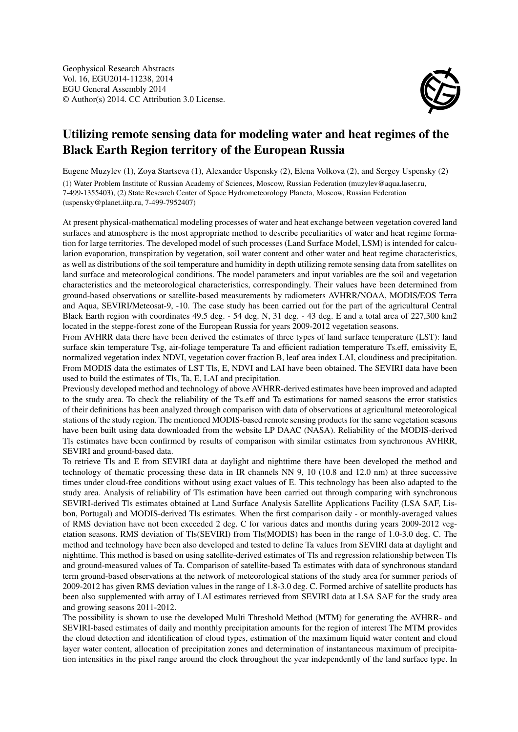Geophysical Research Abstracts
Vol. 16, EGU2014-11238, 2014
EGU General Assembly 2014
© Author(s) 2014. CC Attribution 3.0 License.

# Utilizing remote sensing data for modeling water and heat regimes of the Black Earth Region territory of the European Russia

Eugene Muzylev (1), Zoya Startseva (1), Alexander Uspensky (2), Elena Volkova (2), and Sergey Uspensky (2)

(1) Water Problem Institute of Russian Academy of Sciences, Moscow, Russian Federation (muzylev@aqua.laser.ru, 7-499-1355403), (2) State Research Center of Space Hydrometeorology Planeta, Moscow, Russian Federation (uspensky@planet.iitp.ru, 7-499-7952407)

At present physical-mathematical modeling processes of water and heat exchange between vegetation covered land surfaces and atmosphere is the most appropriate method to describe peculiarities of water and heat regime formation for large territories. The developed model of such processes (Land Surface Model, LSM) is intended for calculation evaporation, transpiration by vegetation, soil water content and other water and heat regime characteristics, as well as distributions of the soil temperature and humidity in depth utilizing remote sensing data from satellites on land surface and meteorological conditions. The model parameters and input variables are the soil and vegetation characteristics and the meteorological characteristics, correspondingly. Their values have been determined from ground-based observations or satellite-based measurements by radiometers AVHRR/NOAA, MODIS/EOS Terra and Aqua, SEVIRI/Meteosat-9, -10. The case study has been carried out for the part of the agricultural Central Black Earth region with coordinates 49.5 deg. - 54 deg. N, 31 deg. - 43 deg. E and a total area of 227,300 km2 located in the steppe-forest zone of the European Russia for years 2009-2012 vegetation seasons.

From AVHRR data there have been derived the estimates of three types of land surface temperature (LST): land surface skin temperature Tsg, air-foliage temperature Ta and efficient radiation temperature Ts.eff, emissivity E, normalized vegetation index NDVI, vegetation cover fraction B, leaf area index LAI, cloudiness and precipitation. From MODIS data the estimates of LST Tls, E, NDVI and LAI have been obtained. The SEVIRI data have been used to build the estimates of Tls, Ta, E, LAI and precipitation.

Previously developed method and technology of above AVHRR-derived estimates have been improved and adapted to the study area. To check the reliability of the Ts.eff and Ta estimations for named seasons the error statistics of their definitions has been analyzed through comparison with data of observations at agricultural meteorological stations of the study region. The mentioned MODIS-based remote sensing products for the same vegetation seasons have been built using data downloaded from the website LP DAAC (NASA). Reliability of the MODIS-derived Tls estimates have been confirmed by results of comparison with similar estimates from synchronous AVHRR, SEVIRI and ground-based data.

To retrieve Tls and E from SEVIRI data at daylight and nighttime there have been developed the method and technology of thematic processing these data in IR channels NN 9, 10 (10.8 and 12.0 nm) at three successive times under cloud-free conditions without using exact values of E. This technology has been also adapted to the study area. Analysis of reliability of Tls estimation have been carried out through comparing with synchronous SEVIRI-derived Tls estimates obtained at Land Surface Analysis Satellite Applications Facility (LSA SAF, Lisbon, Portugal) and MODIS-derived Tls estimates. When the first comparison daily - or monthly-averaged values of RMS deviation have not been exceeded 2 deg. C for various dates and months during years 2009-2012 vegetation seasons. RMS deviation of Tls(SEVIRI) from Tls(MODIS) has been in the range of 1.0-3.0 deg. C. The method and technology have been also developed and tested to define Ta values from SEVIRI data at daylight and nighttime. This method is based on using satellite-derived estimates of Tls and regression relationship between Tls and ground-measured values of Ta. Comparison of satellite-based Ta estimates with data of synchronous standard term ground-based observations at the network of meteorological stations of the study area for summer periods of 2009-2012 has given RMS deviation values in the range of 1.8-3.0 deg. C. Formed archive of satellite products has been also supplemented with array of LAI estimates retrieved from SEVIRI data at LSA SAF for the study area and growing seasons 2011-2012.

The possibility is shown to use the developed Multi Threshold Method (MTM) for generating the AVHRR- and SEVIRI-based estimates of daily and monthly precipitation amounts for the region of interest The MTM provides the cloud detection and identification of cloud types, estimation of the maximum liquid water content and cloud layer water content, allocation of precipitation zones and determination of instantaneous maximum of precipitation intensities in the pixel range around the clock throughout the year independently of the land surface type. In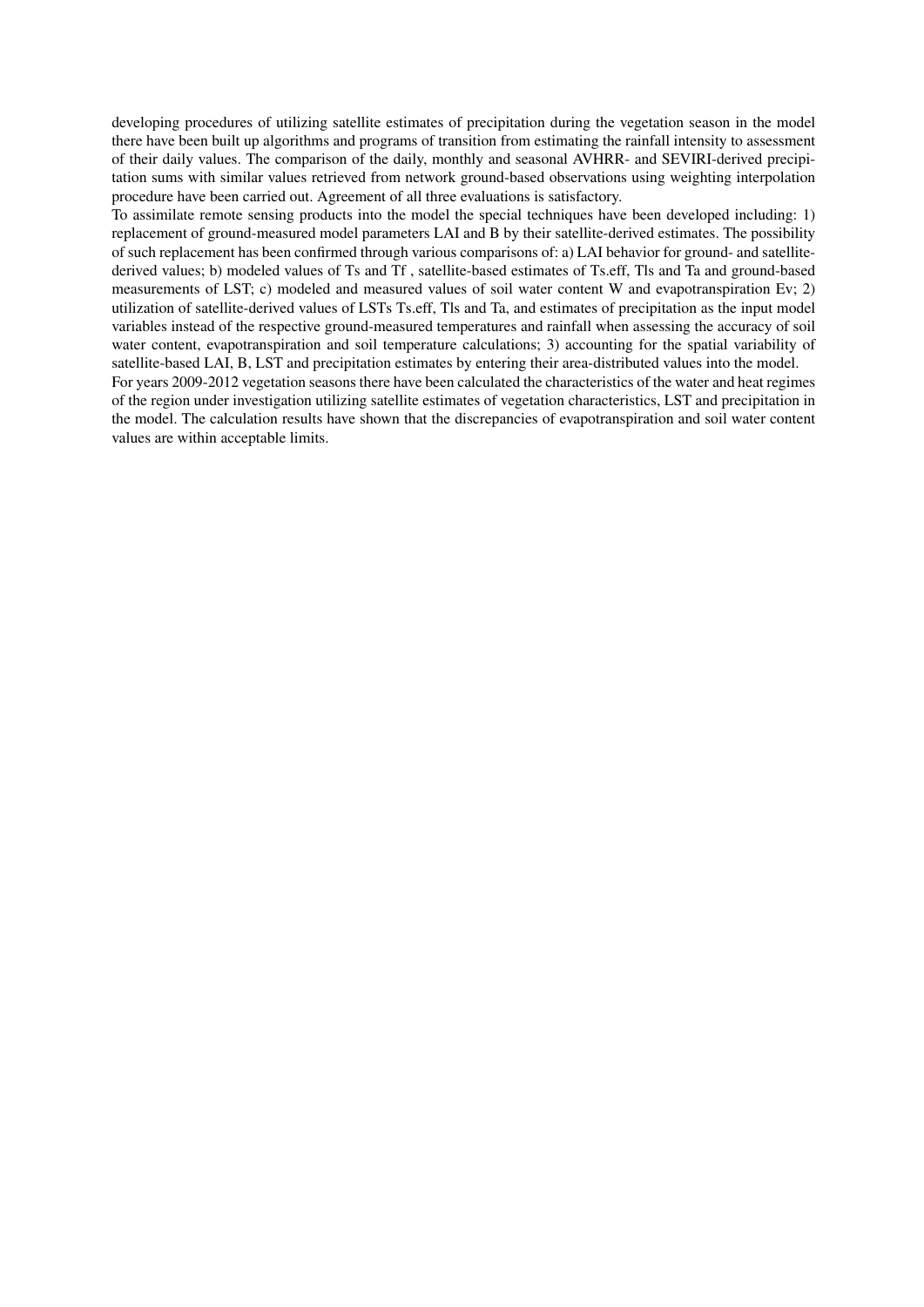developing procedures of utilizing satellite estimates of precipitation during the vegetation season in the model there have been built up algorithms and programs of transition from estimating the rainfall intensity to assessment of their daily values. The comparison of the daily, monthly and seasonal AVHRR- and SEVIRI-derived precipitation sums with similar values retrieved from network ground-based observations using weighting interpolation procedure have been carried out. Agreement of all three evaluations is satisfactory.

To assimilate remote sensing products into the model the special techniques have been developed including: 1) replacement of ground-measured model parameters LAI and B by their satellite-derived estimates. The possibility of such replacement has been confirmed through various comparisons of: a) LAI behavior for ground- and satellite-derived values; b) modeled values of Ts and Tf , satellite-based estimates of Ts.eff, Tls and Ta and ground-based measurements of LST; c) modeled and measured values of soil water content W and evapotranspiration Ev; 2) utilization of satellite-derived values of LSTs Ts.eff, Tls and Ta, and estimates of precipitation as the input model variables instead of the respective ground-measured temperatures and rainfall when assessing the accuracy of soil water content, evapotranspiration and soil temperature calculations; 3) accounting for the spatial variability of satellite-based LAI, B, LST and precipitation estimates by entering their area-distributed values into the model.

For years 2009-2012 vegetation seasons there have been calculated the characteristics of the water and heat regimes of the region under investigation utilizing satellite estimates of vegetation characteristics, LST and precipitation in the model. The calculation results have shown that the discrepancies of evapotranspiration and soil water content values are within acceptable limits.